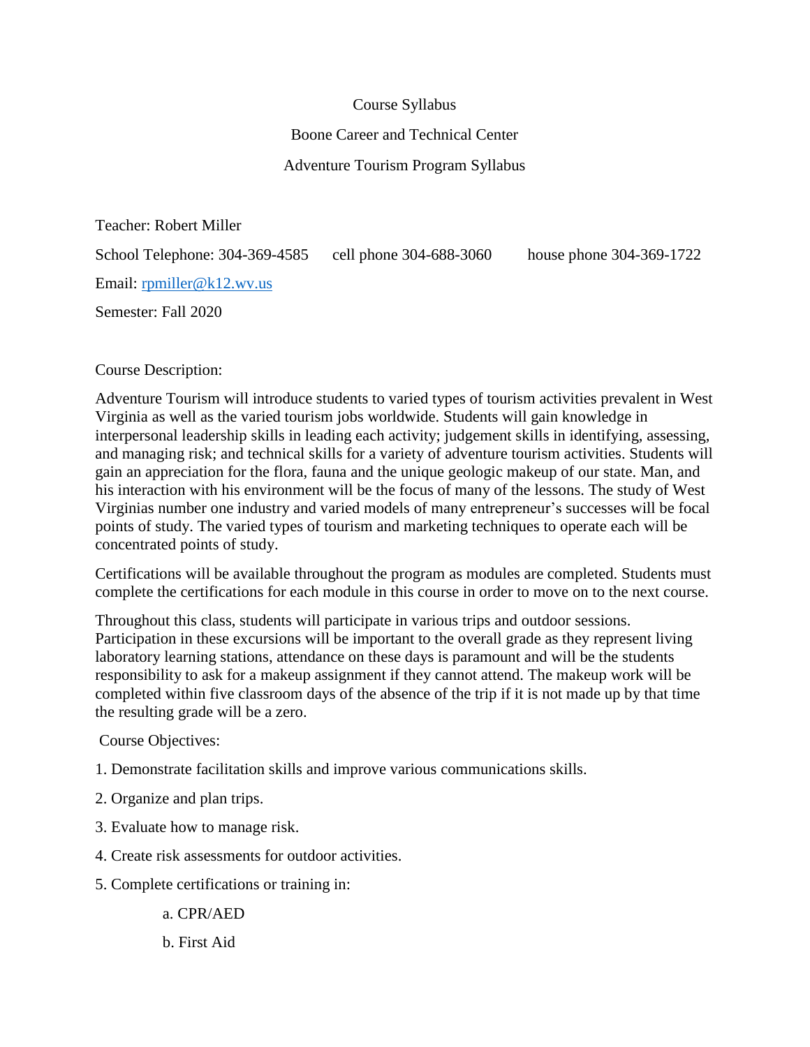Course Syllabus

Boone Career and Technical Center

Adventure Tourism Program Syllabus

Teacher: Robert Miller

School Telephone: 304-369-4585 cell phone 304-688-3060 house phone 304-369-1722

Email: [rpmiller@k12.wv.us](mailto:rpmiller@k12.wv.us)

Semester: Fall 2020

Course Description:

Adventure Tourism will introduce students to varied types of tourism activities prevalent in West Virginia as well as the varied tourism jobs worldwide. Students will gain knowledge in interpersonal leadership skills in leading each activity; judgement skills in identifying, assessing, and managing risk; and technical skills for a variety of adventure tourism activities. Students will gain an appreciation for the flora, fauna and the unique geologic makeup of our state. Man, and his interaction with his environment will be the focus of many of the lessons. The study of West Virginias number one industry and varied models of many entrepreneur's successes will be focal points of study. The varied types of tourism and marketing techniques to operate each will be concentrated points of study.

Certifications will be available throughout the program as modules are completed. Students must complete the certifications for each module in this course in order to move on to the next course.

Throughout this class, students will participate in various trips and outdoor sessions. Participation in these excursions will be important to the overall grade as they represent living laboratory learning stations, attendance on these days is paramount and will be the students responsibility to ask for a makeup assignment if they cannot attend. The makeup work will be completed within five classroom days of the absence of the trip if it is not made up by that time the resulting grade will be a zero.

Course Objectives:

1. Demonstrate facilitation skills and improve various communications skills.

2. Organize and plan trips.

3. Evaluate how to manage risk.

4. Create risk assessments for outdoor activities.

5. Complete certifications or training in:

   a. CPR/AED

   b. First Aid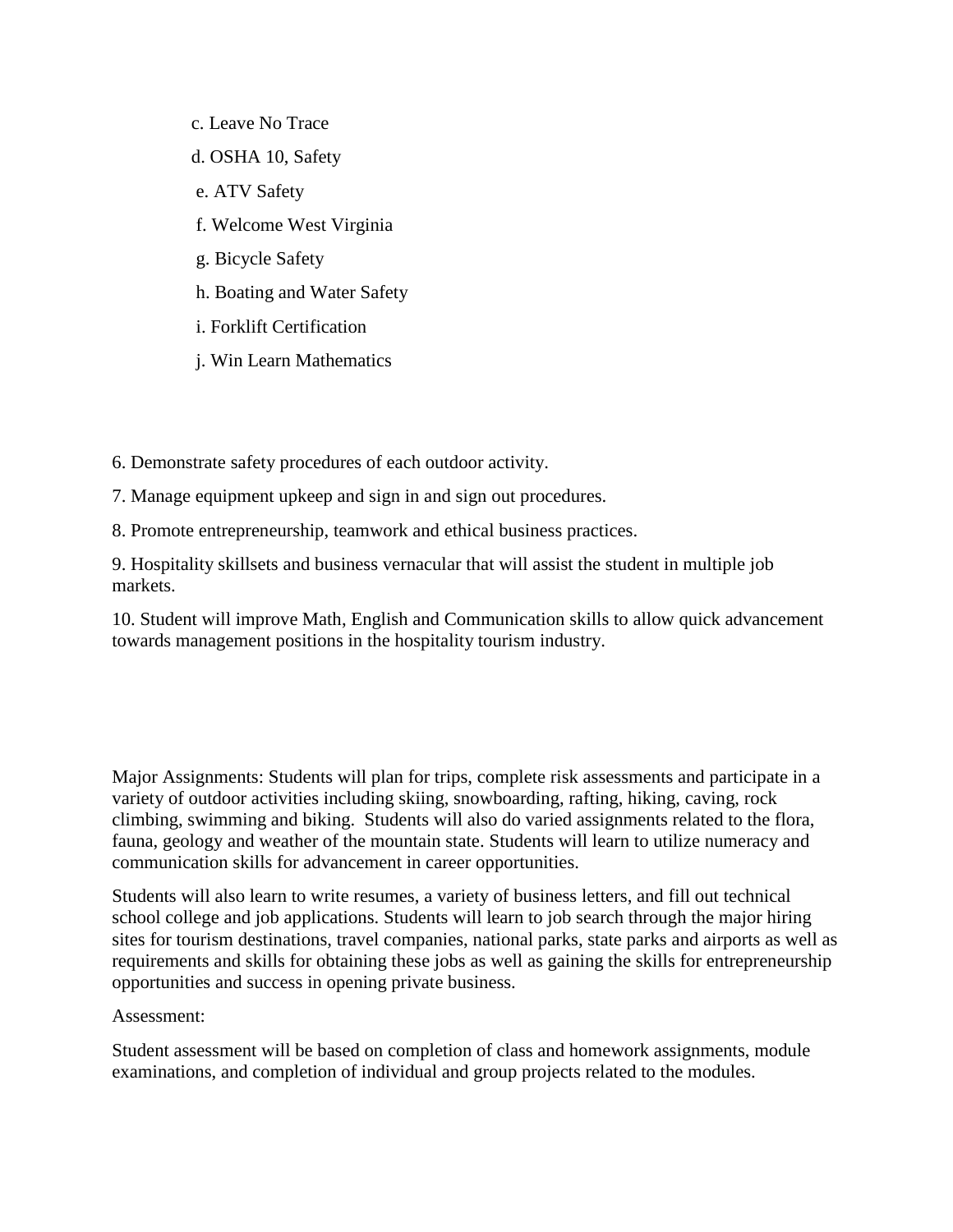c. Leave No Trace

d. OSHA 10, Safety

e. ATV Safety

f. Welcome West Virginia

g. Bicycle Safety

h. Boating and Water Safety

i. Forklift Certification

j. Win Learn Mathematics

6. Demonstrate safety procedures of each outdoor activity.

7. Manage equipment upkeep and sign in and sign out procedures.

8. Promote entrepreneurship, teamwork and ethical business practices.

9. Hospitality skillsets and business vernacular that will assist the student in multiple job markets.

10. Student will improve Math, English and Communication skills to allow quick advancement towards management positions in the hospitality tourism industry.

Major Assignments: Students will plan for trips, complete risk assessments and participate in a variety of outdoor activities including skiing, snowboarding, rafting, hiking, caving, rock climbing, swimming and biking. Students will also do varied assignments related to the flora, fauna, geology and weather of the mountain state. Students will learn to utilize numeracy and communication skills for advancement in career opportunities.

Students will also learn to write resumes, a variety of business letters, and fill out technical school college and job applications. Students will learn to job search through the major hiring sites for tourism destinations, travel companies, national parks, state parks and airports as well as requirements and skills for obtaining these jobs as well as gaining the skills for entrepreneurship opportunities and success in opening private business.

Assessment:

Student assessment will be based on completion of class and homework assignments, module examinations, and completion of individual and group projects related to the modules.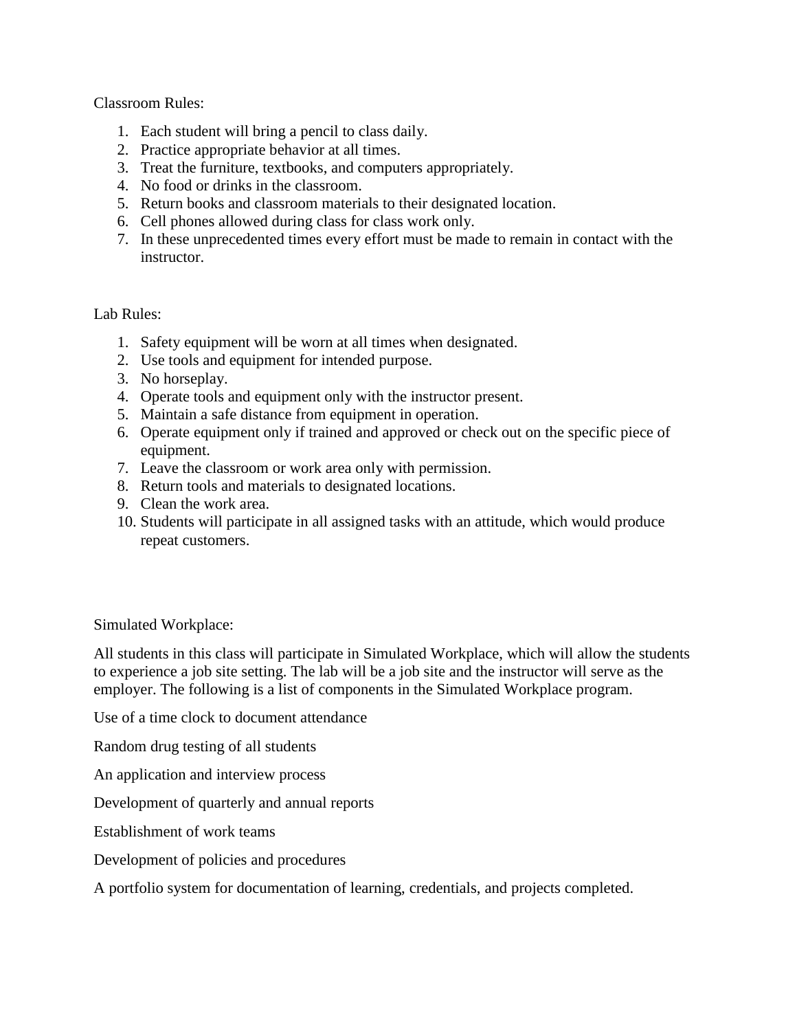Classroom Rules:

1. Each student will bring a pencil to class daily.
2. Practice appropriate behavior at all times.
3. Treat the furniture, textbooks, and computers appropriately.
4. No food or drinks in the classroom.
5. Return books and classroom materials to their designated location.
6. Cell phones allowed during class for class work only.
7. In these unprecedented times every effort must be made to remain in contact with the instructor.

Lab Rules:

1. Safety equipment will be worn at all times when designated.
2. Use tools and equipment for intended purpose.
3. No horseplay.
4. Operate tools and equipment only with the instructor present.
5. Maintain a safe distance from equipment in operation.
6. Operate equipment only if trained and approved or check out on the specific piece of equipment.
7. Leave the classroom or work area only with permission.
8. Return tools and materials to designated locations.
9. Clean the work area.
10. Students will participate in all assigned tasks with an attitude, which would produce repeat customers.

Simulated Workplace:

All students in this class will participate in Simulated Workplace, which will allow the students to experience a job site setting. The lab will be a job site and the instructor will serve as the employer. The following is a list of components in the Simulated Workplace program.

Use of a time clock to document attendance

Random drug testing of all students

An application and interview process

Development of quarterly and annual reports

Establishment of work teams

Development of policies and procedures

A portfolio system for documentation of learning, credentials, and projects completed.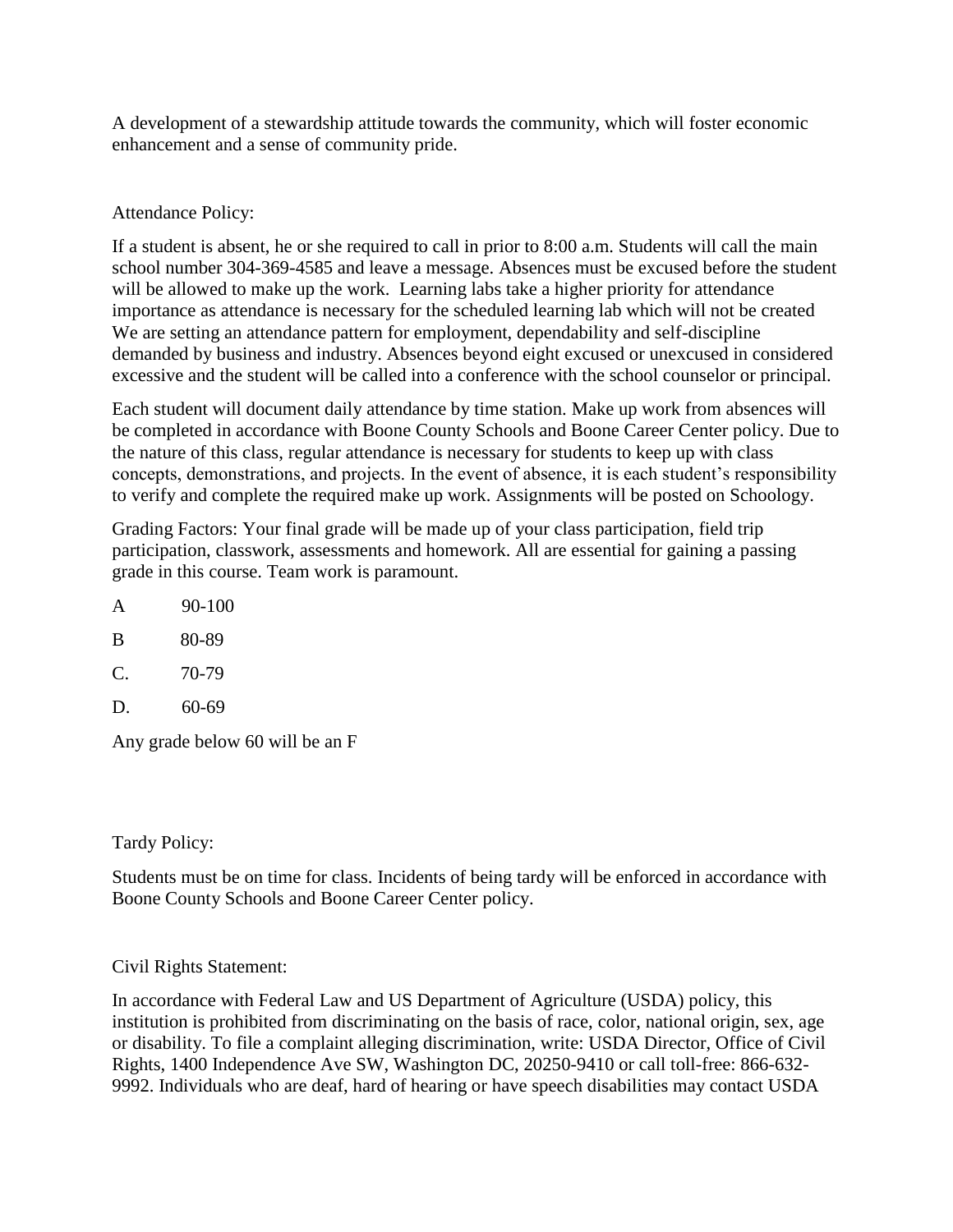A development of a stewardship attitude towards the community, which will foster economic enhancement and a sense of community pride.

Attendance Policy:

If a student is absent, he or she required to call in prior to 8:00 a.m. Students will call the main school number 304-369-4585 and leave a message. Absences must be excused before the student will be allowed to make up the work. Learning labs take a higher priority for attendance importance as attendance is necessary for the scheduled learning lab which will not be created We are setting an attendance pattern for employment, dependability and self-discipline demanded by business and industry. Absences beyond eight excused or unexcused in considered excessive and the student will be called into a conference with the school counselor or principal.

Each student will document daily attendance by time station. Make up work from absences will be completed in accordance with Boone County Schools and Boone Career Center policy. Due to the nature of this class, regular attendance is necessary for students to keep up with class concepts, demonstrations, and projects. In the event of absence, it is each student's responsibility to verify and complete the required make up work. Assignments will be posted on Schoology.

Grading Factors: Your final grade will be made up of your class participation, field trip participation, classwork, assessments and homework. All are essential for gaining a passing grade in this course. Team work is paramount.

A 90-100

B 80-89

C. 70-79

D. 60-69

Any grade below 60 will be an F

Tardy Policy:

Students must be on time for class. Incidents of being tardy will be enforced in accordance with Boone County Schools and Boone Career Center policy.

Civil Rights Statement:

In accordance with Federal Law and US Department of Agriculture (USDA) policy, this institution is prohibited from discriminating on the basis of race, color, national origin, sex, age or disability. To file a complaint alleging discrimination, write: USDA Director, Office of Civil Rights, 1400 Independence Ave SW, Washington DC, 20250-9410 or call toll-free: 866-632-9992. Individuals who are deaf, hard of hearing or have speech disabilities may contact USDA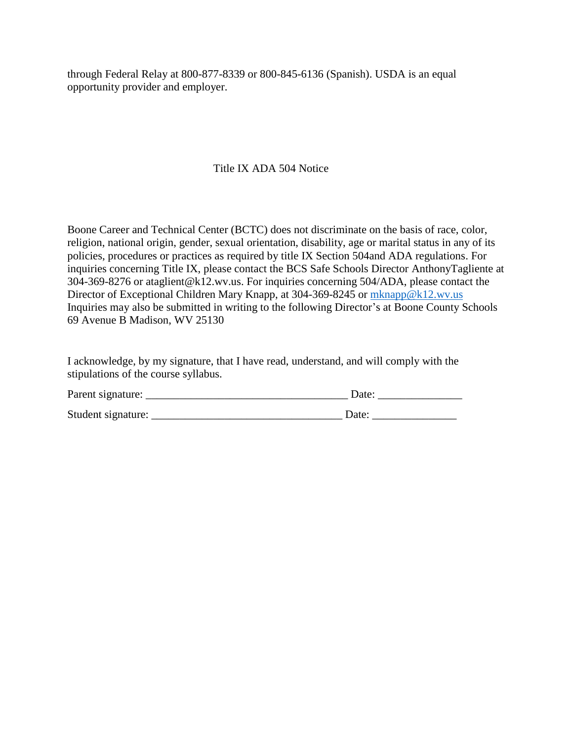through Federal Relay at 800-877-8339 or 800-845-6136 (Spanish). USDA is an equal opportunity provider and employer.

## Title IX ADA 504 Notice

Boone Career and Technical Center (BCTC) does not discriminate on the basis of race, color, religion, national origin, gender, sexual orientation, disability, age or marital status in any of its policies, procedures or practices as required by title IX Section 504and ADA regulations. For inquiries concerning Title IX, please contact the BCS Safe Schools Director AnthonyTagliente at 304-369-8276 or ataglient@k12.wv.us. For inquiries concerning 504/ADA, please contact the Director of Exceptional Children Mary Knapp, at 304-369-8245 or [mknapp@k12.wv.us](mailto:mknapp@k12.wv.us) Inquiries may also be submitted in writing to the following Director's at Boone County Schools 69 Avenue B Madison, WV 25130

I acknowledge, by my signature, that I have read, understand, and will comply with the stipulations of the course syllabus.

Parent signature: ___________________________________ Date: _______________

Student signature: _________________________________ Date: _______________